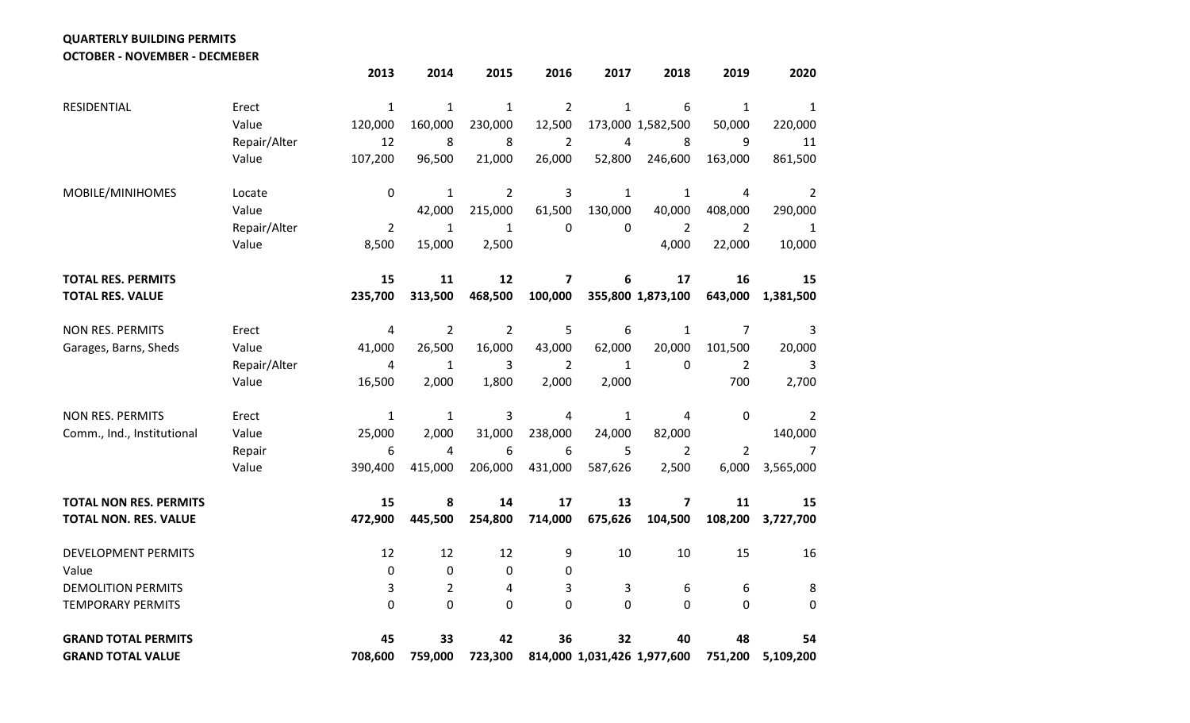**QUARTERLY BUILDING PERMITS**

**OCTOBER - NOVEMBER - DECMEBER**

| | | 2013 | 2014 | 2015 | 2016 | 2017 | 2018 | 2019 | 2020 |
|---|---|---|---|---|---|---|---|---|---|
| RESIDENTIAL | Erect | 1 | 1 | 1 | 2 | 1 | 6 | 1 | 1 |
| | Value | 120,000 | 160,000 | 230,000 | 12,500 | 173,000 | 1,582,500 | 50,000 | 220,000 |
| | Repair/Alter | 12 | 8 | 8 | 2 | 4 | 8 | 9 | 11 |
| | Value | 107,200 | 96,500 | 21,000 | 26,000 | 52,800 | 246,600 | 163,000 | 861,500 |
| MOBILE/MINIHOMES | Locate | 0 | 1 | 2 | 3 | 1 | 1 | 4 | 2 |
| | Value | | 42,000 | 215,000 | 61,500 | 130,000 | 40,000 | 408,000 | 290,000 |
| | Repair/Alter | 2 | 1 | 1 | 0 | 0 | 2 | 2 | 1 |
| | Value | 8,500 | 15,000 | 2,500 | | | 4,000 | 22,000 | 10,000 |
| **TOTAL RES. PERMITS** | | **15** | **11** | **12** | **7** | **6** | **17** | **16** | **15** |
| **TOTAL RES. VALUE** | | **235,700** | **313,500** | **468,500** | **100,000** | **355,800** | **1,873,100** | **643,000** | **1,381,500** |
| NON RES. PERMITS | Erect | 4 | 2 | 2 | 5 | 6 | 1 | 7 | 3 |
| Garages, Barns, Sheds | Value | 41,000 | 26,500 | 16,000 | 43,000 | 62,000 | 20,000 | 101,500 | 20,000 |
| | Repair/Alter | 4 | 1 | 3 | 2 | 1 | 0 | 2 | 3 |
| | Value | 16,500 | 2,000 | 1,800 | 2,000 | 2,000 | | 700 | 2,700 |
| NON RES. PERMITS | Erect | 1 | 1 | 3 | 4 | 1 | 4 | 0 | 2 |
| Comm., Ind., Institutional | Value | 25,000 | 2,000 | 31,000 | 238,000 | 24,000 | 82,000 | | 140,000 |
| | Repair | 6 | 4 | 6 | 6 | 5 | 2 | 2 | 7 |
| | Value | 390,400 | 415,000 | 206,000 | 431,000 | 587,626 | 2,500 | 6,000 | 3,565,000 |
| **TOTAL NON RES. PERMITS** | | **15** | **8** | **14** | **17** | **13** | **7** | **11** | **15** |
| **TOTAL NON. RES. VALUE** | | **472,900** | **445,500** | **254,800** | **714,000** | **675,626** | **104,500** | **108,200** | **3,727,700** |
| DEVELOPMENT PERMITS | | 12 | 12 | 12 | 9 | 10 | 10 | 15 | 16 |
| Value | | 0 | 0 | 0 | 0 | | | | |
| DEMOLITION PERMITS | | 3 | 2 | 4 | 3 | 3 | 6 | 6 | 8 |
| TEMPORARY PERMITS | | 0 | 0 | 0 | 0 | 0 | 0 | 0 | 0 |
| **GRAND TOTAL PERMITS** | | **45** | **33** | **42** | **36** | **32** | **40** | **48** | **54** |
| **GRAND TOTAL VALUE** | | **708,600** | **759,000** | **723,300** | **814,000** | **1,031,426** | **1,977,600** | **751,200** | **5,109,200** |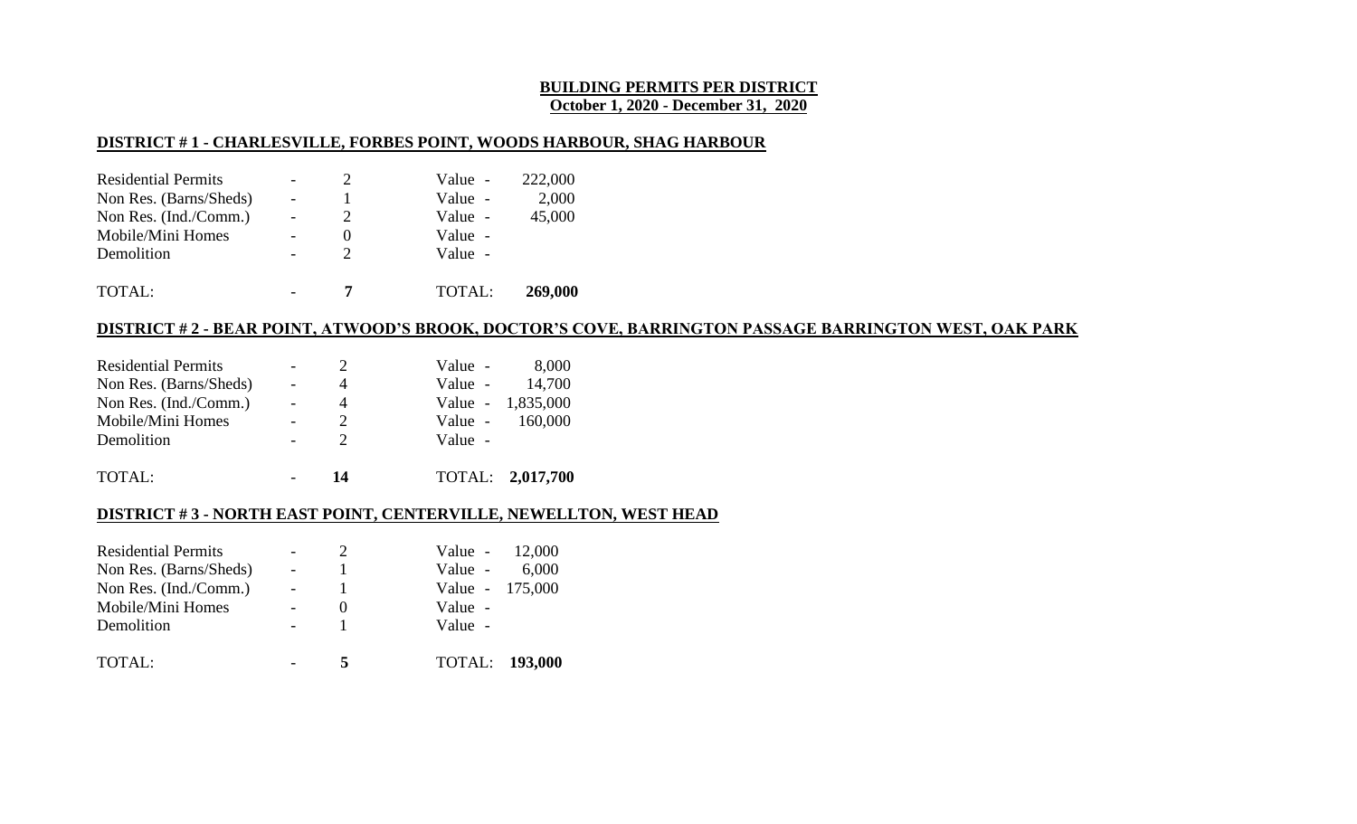**BUILDING PERMITS PER DISTRICT**
**October 1, 2020 - December 31, 2020**

**DISTRICT # 1 - CHARLESVILLE, FORBES POINT, WOODS HARBOUR, SHAG HARBOUR**

| Category | | Count | | Value |
|---|---|---|---|---|
| Residential Permits | - | 2 | Value - | 222,000 |
| Non Res. (Barns/Sheds) | - | 1 | Value - | 2,000 |
| Non Res. (Ind./Comm.) | - | 2 | Value - | 45,000 |
| Mobile/Mini Homes | - | 0 | Value - | |
| Demolition | - | 2 | Value - | |
| TOTAL: | - | **7** | TOTAL: | **269,000** |

**DISTRICT # 2 - BEAR POINT, ATWOOD'S BROOK, DOCTOR'S COVE, BARRINGTON PASSAGE BARRINGTON WEST, OAK PARK**

| Category | | Count | | Value |
|---|---|---|---|---|
| Residential Permits | - | 2 | Value - | 8,000 |
| Non Res. (Barns/Sheds) | - | 4 | Value - | 14,700 |
| Non Res. (Ind./Comm.) | - | 4 | Value - | 1,835,000 |
| Mobile/Mini Homes | - | 2 | Value - | 160,000 |
| Demolition | - | 2 | Value - | |
| TOTAL: | - | **14** | TOTAL: | **2,017,700** |

**DISTRICT # 3 - NORTH EAST POINT, CENTERVILLE, NEWELLTON, WEST HEAD**

| Category | | Count | | Value |
|---|---|---|---|---|
| Residential Permits | - | 2 | Value - | 12,000 |
| Non Res. (Barns/Sheds) | - | 1 | Value - | 6,000 |
| Non Res. (Ind./Comm.) | - | 1 | Value - | 175,000 |
| Mobile/Mini Homes | - | 0 | Value - | |
| Demolition | - | 1 | Value - | |
| TOTAL: | - | **5** | TOTAL: | **193,000** |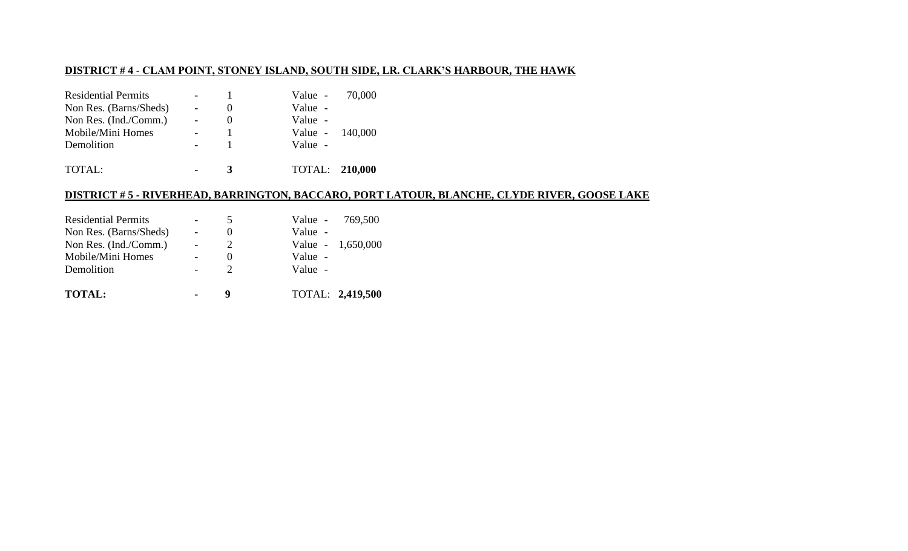**DISTRICT # 4 - CLAM POINT, STONEY ISLAND, SOUTH SIDE, LR. CLARK'S HARBOUR, THE HAWK**

| | | | | |
|---|---|---|---|---|
| Residential Permits | - | 1 | Value - | 70,000 |
| Non Res. (Barns/Sheds) | - | 0 | Value - | |
| Non Res. (Ind./Comm.) | - | 0 | Value - | |
| Mobile/Mini Homes | - | 1 | Value - | 140,000 |
| Demolition | - | 1 | Value - | |
| TOTAL: | - | **3** | TOTAL: | **210,000** |

**DISTRICT # 5 - RIVERHEAD, BARRINGTON, BACCARO, PORT LATOUR, BLANCHE, CLYDE RIVER, GOOSE LAKE**

| | | | | |
|---|---|---|---|---|
| Residential Permits | - | 5 | Value - | 769,500 |
| Non Res. (Barns/Sheds) | - | 0 | Value - | |
| Non Res. (Ind./Comm.) | - | 2 | Value - | 1,650,000 |
| Mobile/Mini Homes | - | 0 | Value - | |
| Demolition | - | 2 | Value - | |
| **TOTAL:** | **-** | **9** | TOTAL: | **2,419,500** |